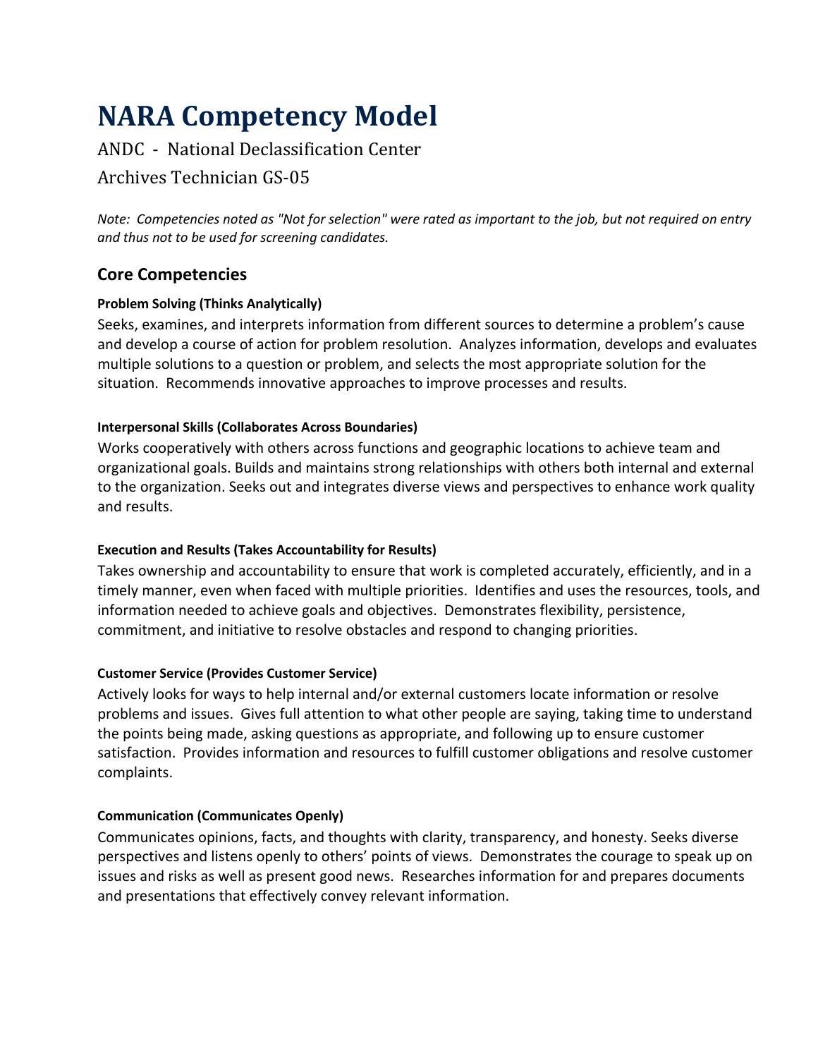# NARA Competency Model

ANDC - National Declassification Center

Archives Technician GS-05

*Note: Competencies noted as "Not for selection" were rated as important to the job, but not required on entry and thus not to be used for screening candidates.*

## Core Competencies

#### Problem Solving (Thinks Analytically)

Seeks, examines, and interprets information from different sources to determine a problem's cause and develop a course of action for problem resolution. Analyzes information, develops and evaluates multiple solutions to a question or problem, and selects the most appropriate solution for the situation. Recommends innovative approaches to improve processes and results.

#### Interpersonal Skills (Collaborates Across Boundaries)

Works cooperatively with others across functions and geographic locations to achieve team and organizational goals. Builds and maintains strong relationships with others both internal and external to the organization. Seeks out and integrates diverse views and perspectives to enhance work quality and results.

#### Execution and Results (Takes Accountability for Results)

Takes ownership and accountability to ensure that work is completed accurately, efficiently, and in a timely manner, even when faced with multiple priorities. Identifies and uses the resources, tools, and information needed to achieve goals and objectives. Demonstrates flexibility, persistence, commitment, and initiative to resolve obstacles and respond to changing priorities.

#### Customer Service (Provides Customer Service)

Actively looks for ways to help internal and/or external customers locate information or resolve problems and issues. Gives full attention to what other people are saying, taking time to understand the points being made, asking questions as appropriate, and following up to ensure customer satisfaction. Provides information and resources to fulfill customer obligations and resolve customer complaints.

#### Communication (Communicates Openly)

Communicates opinions, facts, and thoughts with clarity, transparency, and honesty. Seeks diverse perspectives and listens openly to others' points of views. Demonstrates the courage to speak up on issues and risks as well as present good news. Researches information for and prepares documents and presentations that effectively convey relevant information.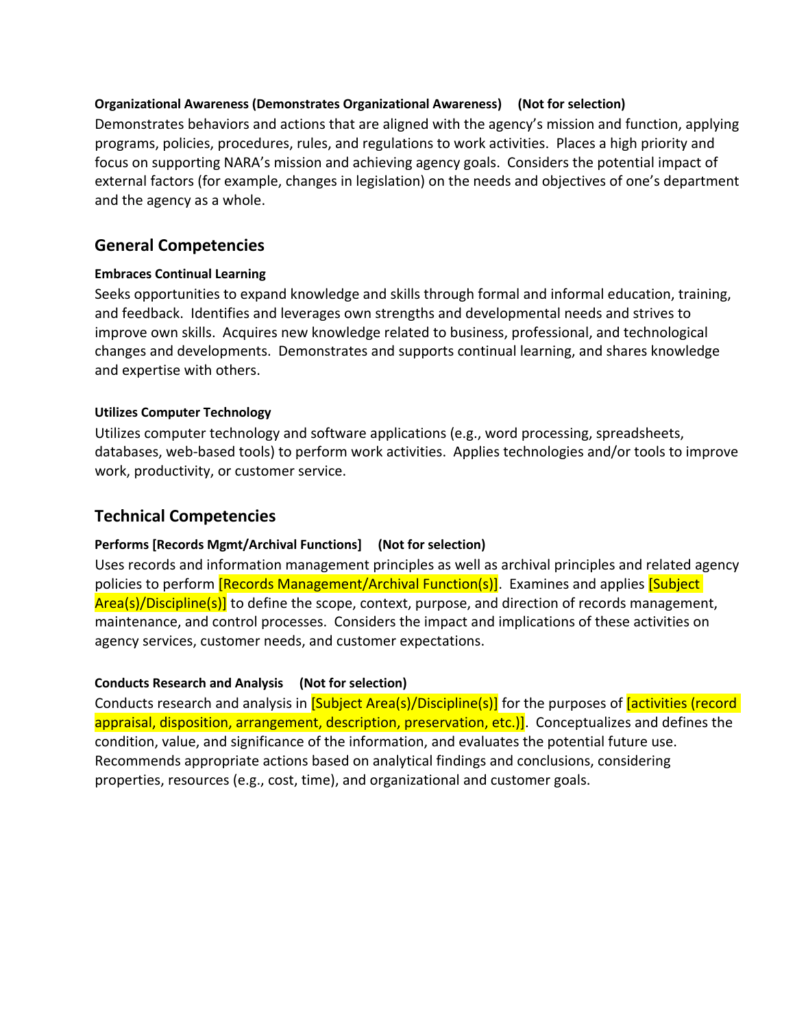**Organizational Awareness (Demonstrates Organizational Awareness) (Not for selection)**

Demonstrates behaviors and actions that are aligned with the agency's mission and function, applying programs, policies, procedures, rules, and regulations to work activities. Places a high priority and focus on supporting NARA's mission and achieving agency goals. Considers the potential impact of external factors (for example, changes in legislation) on the needs and objectives of one's department and the agency as a whole.

## General Competencies

**Embraces Continual Learning**

Seeks opportunities to expand knowledge and skills through formal and informal education, training, and feedback. Identifies and leverages own strengths and developmental needs and strives to improve own skills. Acquires new knowledge related to business, professional, and technological changes and developments. Demonstrates and supports continual learning, and shares knowledge and expertise with others.

**Utilizes Computer Technology**

Utilizes computer technology and software applications (e.g., word processing, spreadsheets, databases, web-based tools) to perform work activities. Applies technologies and/or tools to improve work, productivity, or customer service.

## Technical Competencies

**Performs [Records Mgmt/Archival Functions] (Not for selection)**

Uses records and information management principles as well as archival principles and related agency policies to perform [Records Management/Archival Function(s)]. Examines and applies [Subject Area(s)/Discipline(s)] to define the scope, context, purpose, and direction of records management, maintenance, and control processes. Considers the impact and implications of these activities on agency services, customer needs, and customer expectations.

**Conducts Research and Analysis (Not for selection)**

Conducts research and analysis in [Subject Area(s)/Discipline(s)] for the purposes of [activities (record appraisal, disposition, arrangement, description, preservation, etc.)]. Conceptualizes and defines the condition, value, and significance of the information, and evaluates the potential future use. Recommends appropriate actions based on analytical findings and conclusions, considering properties, resources (e.g., cost, time), and organizational and customer goals.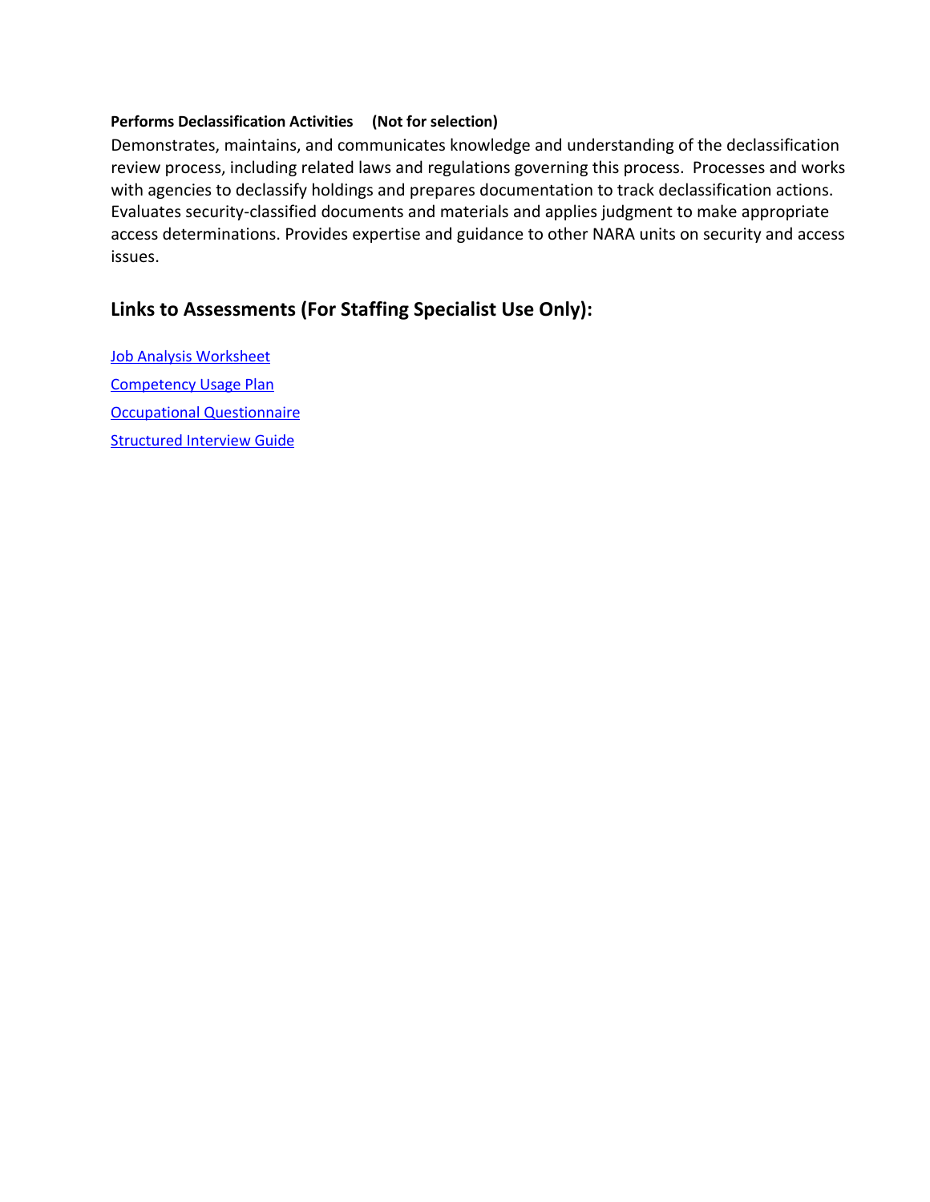**Performs Declassification Activities (Not for selection)**

Demonstrates, maintains, and communicates knowledge and understanding of the declassification review process, including related laws and regulations governing this process. Processes and works with agencies to declassify holdings and prepares documentation to track declassification actions. Evaluates security-classified documents and materials and applies judgment to make appropriate access determinations. Provides expertise and guidance to other NARA units on security and access issues.

## Links to Assessments (For Staffing Specialist Use Only):

Job Analysis Worksheet

Competency Usage Plan

Occupational Questionnaire

Structured Interview Guide